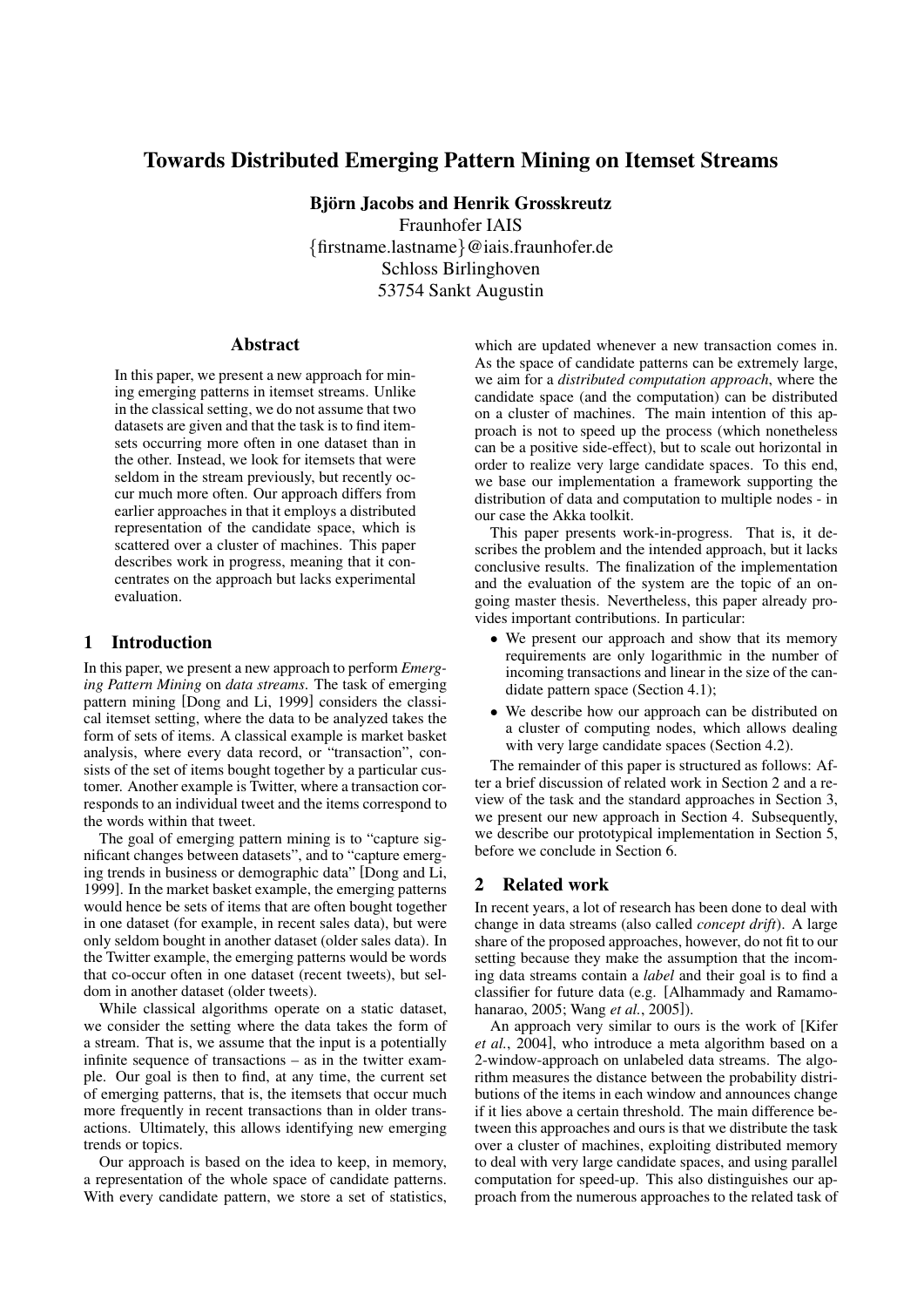# Towards Distributed Emerging Pattern Mining on Itemset Streams

**Björn Jacobs and Henrik Grosskreutz**

Fraunhofer IAIS
{firstname.lastname}@iais.fraunhofer.de
Schloss Birlinghoven
53754 Sankt Augustin

## Abstract

In this paper, we present a new approach for mining emerging patterns in itemset streams. Unlike in the classical setting, we do not assume that two datasets are given and that the task is to find itemsets occurring more often in one dataset than in the other. Instead, we look for itemsets that were seldom in the stream previously, but recently occur much more often. Our approach differs from earlier approaches in that it employs a distributed representation of the candidate space, which is scattered over a cluster of machines. This paper describes work in progress, meaning that it concentrates on the approach but lacks experimental evaluation.

## 1 Introduction

In this paper, we present a new approach to perform *Emerging Pattern Mining* on *data streams*. The task of emerging pattern mining [Dong and Li, 1999] considers the classical itemset setting, where the data to be analyzed takes the form of sets of items. A classical example is market basket analysis, where every data record, or "transaction", consists of the set of items bought together by a particular customer. Another example is Twitter, where a transaction corresponds to an individual tweet and the items correspond to the words within that tweet.

The goal of emerging pattern mining is to "capture significant changes between datasets", and to "capture emerging trends in business or demographic data" [Dong and Li, 1999]. In the market basket example, the emerging patterns would hence be sets of items that are often bought together in one dataset (for example, in recent sales data), but were only seldom bought in another dataset (older sales data). In the Twitter example, the emerging patterns would be words that co-occur often in one dataset (recent tweets), but seldom in another dataset (older tweets).

While classical algorithms operate on a static dataset, we consider the setting where the data takes the form of a stream. That is, we assume that the input is a potentially infinite sequence of transactions – as in the twitter example. Our goal is then to find, at any time, the current set of emerging patterns, that is, the itemsets that occur much more frequently in recent transactions than in older transactions. Ultimately, this allows identifying new emerging trends or topics.

Our approach is based on the idea to keep, in memory, a representation of the whole space of candidate patterns. With every candidate pattern, we store a set of statistics, which are updated whenever a new transaction comes in. As the space of candidate patterns can be extremely large, we aim for a *distributed computation approach*, where the candidate space (and the computation) can be distributed on a cluster of machines. The main intention of this approach is not to speed up the process (which nonetheless can be a positive side-effect), but to scale out horizontal in order to realize very large candidate spaces. To this end, we base our implementation a framework supporting the distribution of data and computation to multiple nodes - in our case the Akka toolkit.

This paper presents work-in-progress. That is, it describes the problem and the intended approach, but it lacks conclusive results. The finalization of the implementation and the evaluation of the system are the topic of an ongoing master thesis. Nevertheless, this paper already provides important contributions. In particular:

- We present our approach and show that its memory requirements are only logarithmic in the number of incoming transactions and linear in the size of the candidate pattern space (Section 4.1);
- We describe how our approach can be distributed on a cluster of computing nodes, which allows dealing with very large candidate spaces (Section 4.2).

The remainder of this paper is structured as follows: After a brief discussion of related work in Section 2 and a review of the task and the standard approaches in Section 3, we present our new approach in Section 4. Subsequently, we describe our prototypical implementation in Section 5, before we conclude in Section 6.

## 2 Related work

In recent years, a lot of research has been done to deal with change in data streams (also called *concept drift*). A large share of the proposed approaches, however, do not fit to our setting because they make the assumption that the incoming data streams contain a *label* and their goal is to find a classifier for future data (e.g. [Alhammady and Ramamohanarao, 2005; Wang *et al.*, 2005]).

An approach very similar to ours is the work of [Kifer *et al.*, 2004], who introduce a meta algorithm based on a 2-window-approach on unlabeled data streams. The algorithm measures the distance between the probability distributions of the items in each window and announces change if it lies above a certain threshold. The main difference between this approaches and ours is that we distribute the task over a cluster of machines, exploiting distributed memory to deal with very large candidate spaces, and using parallel computation for speed-up. This also distinguishes our approach from the numerous approaches to the related task of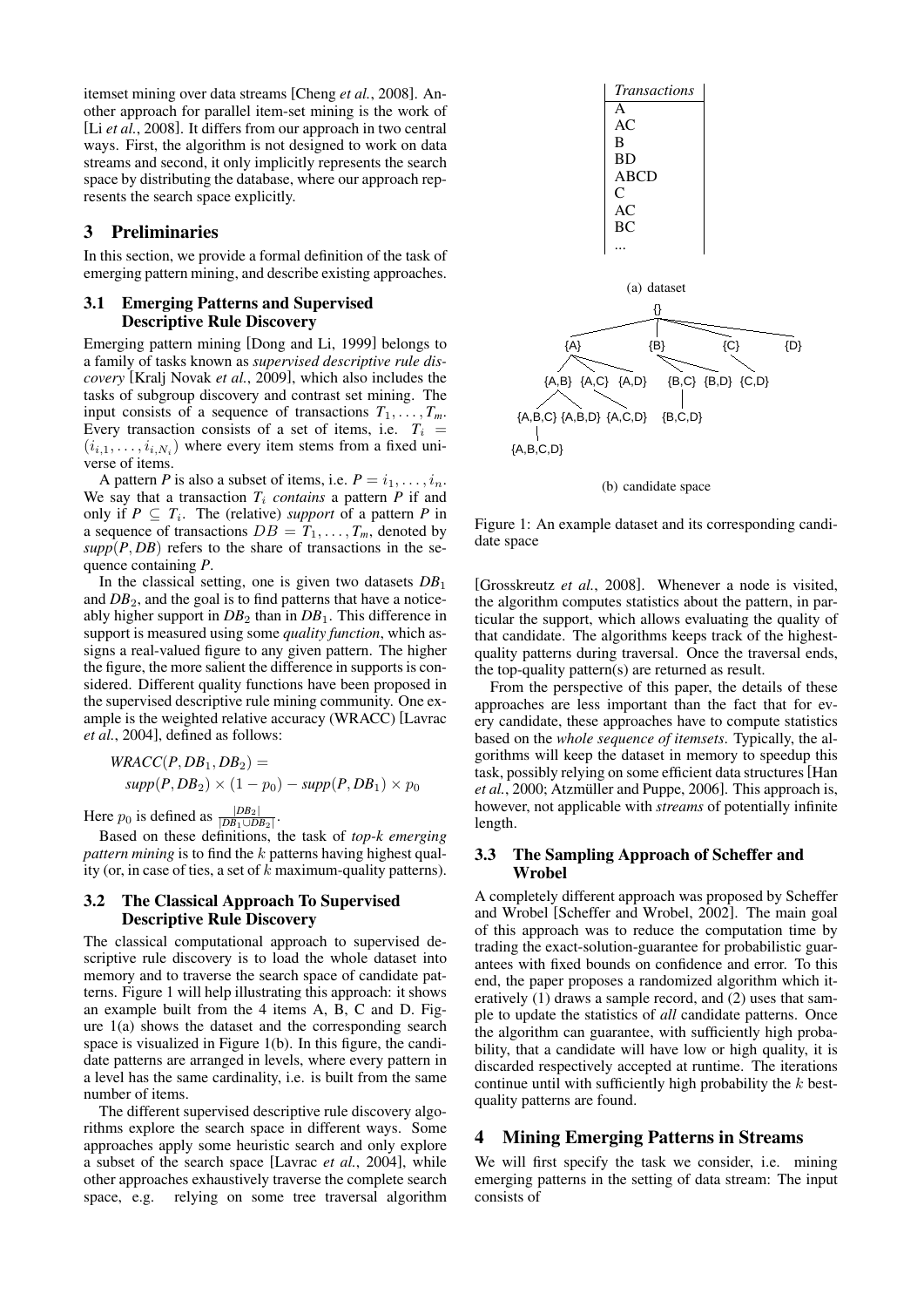itemset mining over data streams [Cheng *et al.*, 2008]. Another approach for parallel item-set mining is the work of [Li *et al.*, 2008]. It differs from our approach in two central ways. First, the algorithm is not designed to work on data streams and second, it only implicitly represents the search space by distributing the database, where our approach represents the search space explicitly.

## 3 Preliminaries

In this section, we provide a formal definition of the task of emerging pattern mining, and describe existing approaches.

### 3.1 Emerging Patterns and Supervised Descriptive Rule Discovery

Emerging pattern mining [Dong and Li, 1999] belongs to a family of tasks known as *supervised descriptive rule discovery* [Kralj Novak *et al.*, 2009], which also includes the tasks of subgroup discovery and contrast set mining. The input consists of a sequence of transactions $T_1, \ldots, T_m$. Every transaction consists of a set of items, i.e. $T_i = (i_{i,1}, \ldots, i_{i,N_i})$ where every item stems from a fixed universe of items.

A pattern *P* is also a subset of items, i.e. $P = i_1, \ldots, i_n$. We say that a transaction $T_i$ *contains* a pattern *P* if and only if $P \subseteq T_i$. The (relative) *support* of a pattern *P* in a sequence of transactions $DB = T_1, \ldots, T_m$, denoted by $supp(P, DB)$ refers to the share of transactions in the sequence containing *P*.

In the classical setting, one is given two datasets $DB_1$ and $DB_2$, and the goal is to find patterns that have a noticeably higher support in $DB_2$ than in $DB_1$. This difference in support is measured using some *quality function*, which assigns a real-valued figure to any given pattern. The higher the figure, the more salient the difference in supports is considered. Different quality functions have been proposed in the supervised descriptive rule mining community. One example is the weighted relative accuracy (WRACC) [Lavrac *et al.*, 2004], defined as follows:

$$WRACC(P, DB_1, DB_2) = supp(P, DB_2) \times (1 - p_0) - supp(P, DB_1) \times p_0$$

Here $p_0$ is defined as $\frac{|DB_2|}{|DB_1 \cup DB_2|}$.

Based on these definitions, the task of *top-k emerging pattern mining* is to find the $k$ patterns having highest quality (or, in case of ties, a set of $k$ maximum-quality patterns).

### 3.2 The Classical Approach To Supervised Descriptive Rule Discovery

The classical computational approach to supervised descriptive rule discovery is to load the whole dataset into memory and to traverse the search space of candidate patterns. Figure 1 will help illustrating this approach: it shows an example built from the 4 items A, B, C and D. Figure 1(a) shows the dataset and the corresponding search space is visualized in Figure 1(b). In this figure, the candidate patterns are arranged in levels, where every pattern in a level has the same cardinality, i.e. is built from the same number of items.

The different supervised descriptive rule discovery algorithms explore the search space in different ways. Some approaches apply some heuristic search and only explore a subset of the search space [Lavrac *et al.*, 2004], while other approaches exhaustively traverse the complete search space, e.g. relying on some tree traversal algorithm [Grosskreutz *et al.*, 2008]. Whenever a node is visited, the algorithm computes statistics about the pattern, in particular the support, which allows evaluating the quality of that candidate. The algorithms keeps track of the highest-quality patterns during traversal. Once the traversal ends, the top-quality pattern(s) are returned as result.

From the perspective of this paper, the details of these approaches are less important than the fact that for every candidate, these approaches have to compute statistics based on the *whole sequence of itemsets*. Typically, the algorithms will keep the dataset in memory to speedup this task, possibly relying on some efficient data structures [Han *et al.*, 2000; Atzmüller and Puppe, 2006]. This approach is, however, not applicable with *streams* of potentially infinite length.

| *Transactions* |
|---|
| A |
| AC |
| B |
| BD |
| ABCD |
| C |
| AC |
| BC |
| ... |

(a) dataset

```
{}
{A}  {B}  {C}  {D}
{A,B} {A,C} {A,D}   {B,C} {B,D} {C,D}
{A,B,C} {A,B,D} {A,C,D}   {B,C,D}
{A,B,C,D}
```

(b) candidate space

Figure 1: An example dataset and its corresponding candidate space

### 3.3 The Sampling Approach of Scheffer and Wrobel

A completely different approach was proposed by Scheffer and Wrobel [Scheffer and Wrobel, 2002]. The main goal of this approach was to reduce the computation time by trading the exact-solution-guarantee for probabilistic guarantees with fixed bounds on confidence and error. To this end, the paper proposes a randomized algorithm which iteratively (1) draws a sample record, and (2) uses that sample to update the statistics of *all* candidate patterns. Once the algorithm can guarantee, with sufficiently high probability, that a candidate will have low or high quality, it is discarded respectively accepted at runtime. The iterations continue until with sufficiently high probability the $k$ best-quality patterns are found.

## 4 Mining Emerging Patterns in Streams

We will first specify the task we consider, i.e. mining emerging patterns in the setting of data stream: The input consists of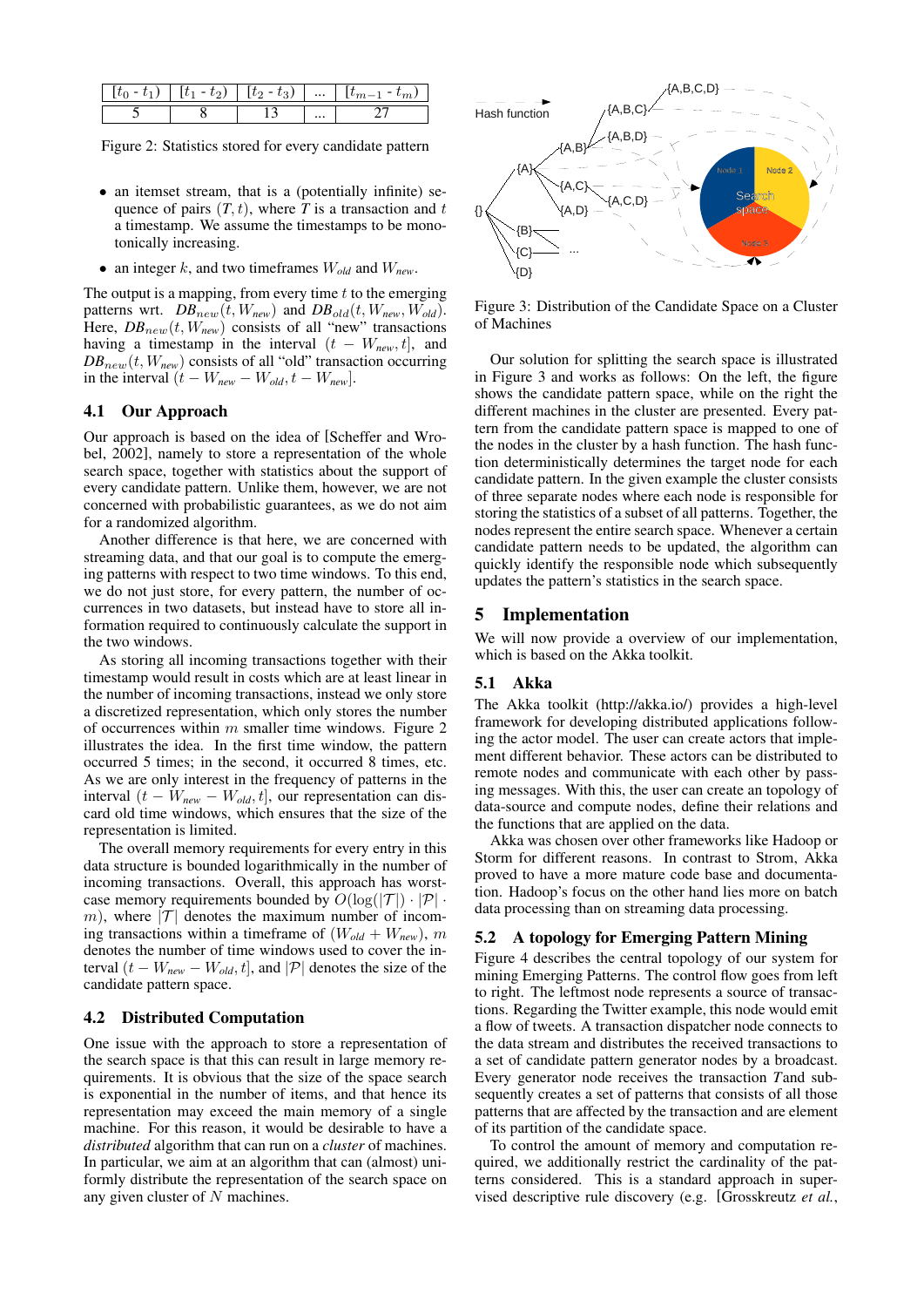| $[t_0 - t_1)$ | $[t_1 - t_2)$ | $[t_2 - t_3)$ | ... | $[t_{m-1} - t_m)$ |
|---|---|---|---|---|
| 5 | 8 | 13 | ... | 27 |

Figure 2: Statistics stored for every candidate pattern

- an itemset stream, that is a (potentially infinite) sequence of pairs $(T, t)$, where $T$ is a transaction and $t$ a timestamp. We assume the timestamps to be monotonically increasing.
- an integer $k$, and two timeframes $W_{old}$ and $W_{new}$.

The output is a mapping, from every time $t$ to the emerging patterns wrt. $DB_{new}(t, W_{new})$ and $DB_{old}(t, W_{new}, W_{old})$. Here, $DB_{new}(t, W_{new})$ consists of all "new" transactions having a timestamp in the interval $(t - W_{new}, t]$, and $DB_{new}(t, W_{new})$ consists of all "old" transaction occurring in the interval $(t - W_{new} - W_{old}, t - W_{new}]$.

### 4.1 Our Approach

Our approach is based on the idea of [Scheffer and Wrobel, 2002], namely to store a representation of the whole search space, together with statistics about the support of every candidate pattern. Unlike them, however, we are not concerned with probabilistic guarantees, as we do not aim for a randomized algorithm.

Another difference is that here, we are concerned with streaming data, and that our goal is to compute the emerging patterns with respect to two time windows. To this end, we do not just store, for every pattern, the number of occurrences in two datasets, but instead have to store all information required to continuously calculate the support in the two windows.

As storing all incoming transactions together with their timestamp would result in costs which are at least linear in the number of incoming transactions, instead we only store a discretized representation, which only stores the number of occurrences within $m$ smaller time windows. Figure 2 illustrates the idea. In the first time window, the pattern occurred 5 times; in the second, it occurred 8 times, etc. As we are only interest in the frequency of patterns in the interval $(t - W_{new} - W_{old}, t]$, our representation can discard old time windows, which ensures that the size of the representation is limited.

The overall memory requirements for every entry in this data structure is bounded logarithmically in the number of incoming transactions. Overall, this approach has worst-case memory requirements bounded by $O(\log(|\mathcal{T}|) \cdot |\mathcal{P}| \cdot m)$, where $|\mathcal{T}|$ denotes the maximum number of incoming transactions within a timeframe of $(W_{old} + W_{new})$, $m$ denotes the number of time windows used to cover the interval $(t - W_{new} - W_{old}, t]$, and $|\mathcal{P}|$ denotes the size of the candidate pattern space.

### 4.2 Distributed Computation

One issue with the approach to store a representation of the search space is that this can result in large memory requirements. It is obvious that the size of the space search is exponential in the number of items, and that hence its representation may exceed the main memory of a single machine. For this reason, it would be desirable to have a *distributed* algorithm that can run on a *cluster* of machines. In particular, we aim at an algorithm that can (almost) uniformly distribute the representation of the search space on any given cluster of $N$ machines.

Figure 3: Distribution of the Candidate Space on a Cluster of Machines

Our solution for splitting the search space is illustrated in Figure 3 and works as follows: On the left, the figure shows the candidate pattern space, while on the right the different machines in the cluster are presented. Every pattern from the candidate pattern space is mapped to one of the nodes in the cluster by a hash function. The hash function deterministically determines the target node for each candidate pattern. In the given example the cluster consists of three separate nodes where each node is responsible for storing the statistics of a subset of all patterns. Together, the nodes represent the entire search space. Whenever a certain candidate pattern needs to be updated, the algorithm can quickly identify the responsible node which subsequently updates the pattern's statistics in the search space.

## 5 Implementation

We will now provide a overview of our implementation, which is based on the Akka toolkit.

### 5.1 Akka

The Akka toolkit (http://akka.io/) provides a high-level framework for developing distributed applications following the actor model. The user can create actors that implement different behavior. These actors can be distributed to remote nodes and communicate with each other by passing messages. With this, the user can create an topology of data-source and compute nodes, define their relations and the functions that are applied on the data.

Akka was chosen over other frameworks like Hadoop or Storm for different reasons. In contrast to Strom, Akka proved to have a more mature code base and documentation. Hadoop's focus on the other hand lies more on batch data processing than on streaming data processing.

### 5.2 A topology for Emerging Pattern Mining

Figure 4 describes the central topology of our system for mining Emerging Patterns. The control flow goes from left to right. The leftmost node represents a source of transactions. Regarding the Twitter example, this node would emit a flow of tweets. A transaction dispatcher node connects to the data stream and distributes the received transactions to a set of candidate pattern generator nodes by a broadcast. Every generator node receives the transaction $T$and subsequently creates a set of patterns that consists of all those patterns that are affected by the transaction and are element of its partition of the candidate space.

To control the amount of memory and computation required, we additionally restrict the cardinality of the patterns considered. This is a standard approach in supervised descriptive rule discovery (e.g. [Grosskreutz *et al.*,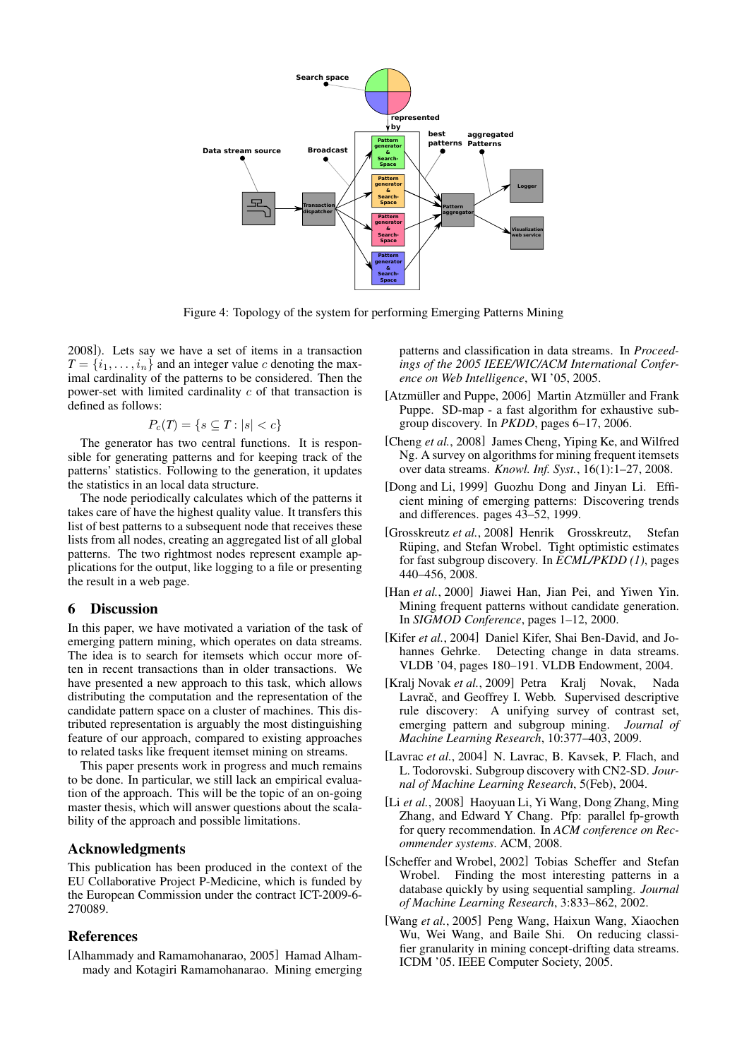Search space

represented by

Data stream source

Broadcast

best patterns

aggregated Patterns

Transaction dispatcher

Pattern generator & Search-Space

Pattern generator & Search-Space

Pattern generator & Search-Space

Pattern generator & Search-Space

Pattern aggregator

Logger

Visualization web service

Figure 4: Topology of the system for performing Emerging Patterns Mining

2008]). Lets say we have a set of items in a transaction $T = \{i_1, \ldots, i_n\}$ and an integer value $c$ denoting the maximal cardinality of the patterns to be considered. Then the power-set with limited cardinality $c$ of that transaction is defined as follows:

$$P_c(T) = \{s \subseteq T : |s| < c\}$$

The generator has two central functions. It is responsible for generating patterns and for keeping track of the patterns' statistics. Following to the generation, it updates the statistics in an local data structure.

The node periodically calculates which of the patterns it takes care of have the highest quality value. It transfers this list of best patterns to a subsequent node that receives these lists from all nodes, creating an aggregated list of all global patterns. The two rightmost nodes represent example applications for the output, like logging to a file or presenting the result in a web page.

## 6 Discussion

In this paper, we have motivated a variation of the task of emerging pattern mining, which operates on data streams. The idea is to search for itemsets which occur more often in recent transactions than in older transactions. We have presented a new approach to this task, which allows distributing the computation and the representation of the candidate pattern space on a cluster of machines. This distributed representation is arguably the most distinguishing feature of our approach, compared to existing approaches to related tasks like frequent itemset mining on streams.

This paper presents work in progress and much remains to be done. In particular, we still lack an empirical evaluation of the approach. This will be the topic of an on-going master thesis, which will answer questions about the scalability of the approach and possible limitations.

## Acknowledgments

This publication has been produced in the context of the EU Collaborative Project P-Medicine, which is funded by the European Commission under the contract ICT-2009-6-270089.

## References

[Alhammady and Ramamohanarao, 2005] Hamad Alhammady and Kotagiri Ramamohanarao. Mining emerging patterns and classification in data streams. In *Proceedings of the 2005 IEEE/WIC/ACM International Conference on Web Intelligence*, WI '05, 2005.

[Atzmüller and Puppe, 2006] Martin Atzmüller and Frank Puppe. SD-map - a fast algorithm for exhaustive subgroup discovery. In *PKDD*, pages 6–17, 2006.

[Cheng *et al.*, 2008] James Cheng, Yiping Ke, and Wilfred Ng. A survey on algorithms for mining frequent itemsets over data streams. *Knowl. Inf. Syst.*, 16(1):1–27, 2008.

[Dong and Li, 1999] Guozhu Dong and Jinyan Li. Efficient mining of emerging patterns: Discovering trends and differences. pages 43–52, 1999.

[Grosskreutz *et al.*, 2008] Henrik Grosskreutz, Stefan Rüping, and Stefan Wrobel. Tight optimistic estimates for fast subgroup discovery. In *ECML/PKDD (1)*, pages 440–456, 2008.

[Han *et al.*, 2000] Jiawei Han, Jian Pei, and Yiwen Yin. Mining frequent patterns without candidate generation. In *SIGMOD Conference*, pages 1–12, 2000.

[Kifer *et al.*, 2004] Daniel Kifer, Shai Ben-David, and Johannes Gehrke. Detecting change in data streams. VLDB '04, pages 180–191. VLDB Endowment, 2004.

[Kralj Novak *et al.*, 2009] Petra Kralj Novak, Nada Lavrač, and Geoffrey I. Webb. Supervised descriptive rule discovery: A unifying survey of contrast set, emerging pattern and subgroup mining. *Journal of Machine Learning Research*, 10:377–403, 2009.

[Lavrac *et al.*, 2004] N. Lavrac, B. Kavsek, P. Flach, and L. Todorovski. Subgroup discovery with CN2-SD. *Journal of Machine Learning Research*, 5(Feb), 2004.

[Li *et al.*, 2008] Haoyuan Li, Yi Wang, Dong Zhang, Ming Zhang, and Edward Y Chang. Pfp: parallel fp-growth for query recommendation. In *ACM conference on Recommender systems*. ACM, 2008.

[Scheffer and Wrobel, 2002] Tobias Scheffer and Stefan Wrobel. Finding the most interesting patterns in a database quickly by using sequential sampling. *Journal of Machine Learning Research*, 3:833–862, 2002.

[Wang *et al.*, 2005] Peng Wang, Haixun Wang, Xiaochen Wu, Wei Wang, and Baile Shi. On reducing classifier granularity in mining concept-drifting data streams. ICDM '05. IEEE Computer Society, 2005.